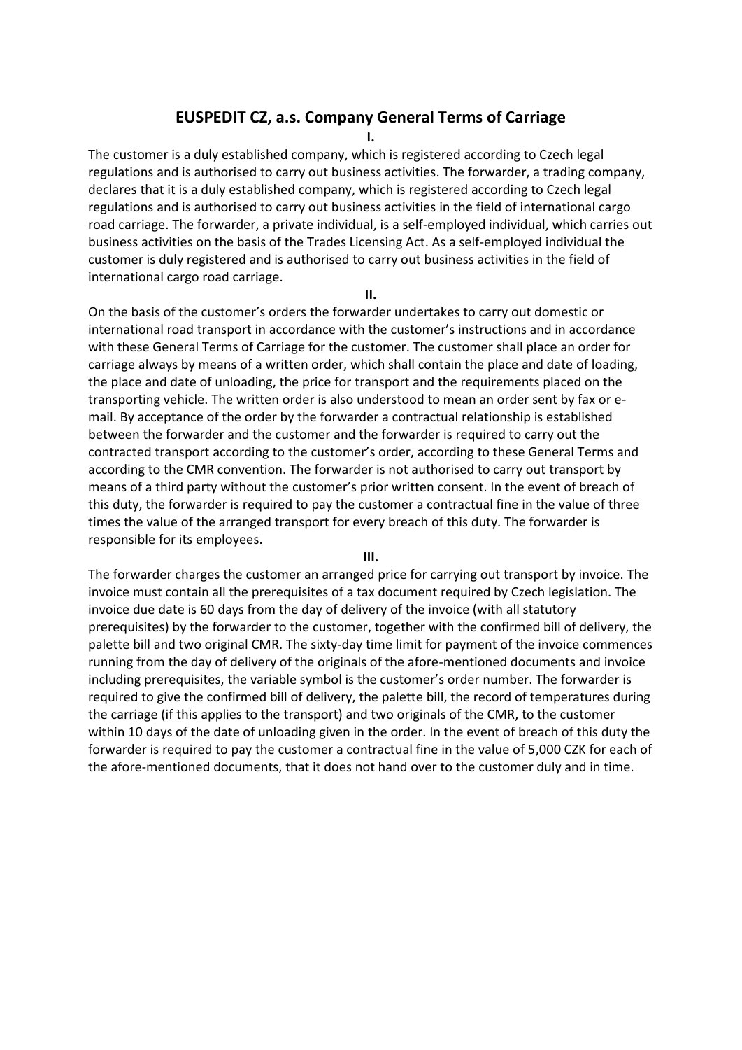# EUSPEDIT CZ, a.s. Company General Terms of Carriage

**I.**

The customer is a duly established company, which is registered according to Czech legal regulations and is authorised to carry out business activities. The forwarder, a trading company, declares that it is a duly established company, which is registered according to Czech legal regulations and is authorised to carry out business activities in the field of international cargo road carriage. The forwarder, a private individual, is a self-employed individual, which carries out business activities on the basis of the Trades Licensing Act. As a self-employed individual the customer is duly registered and is authorised to carry out business activities in the field of international cargo road carriage.

**II.**

On the basis of the customer's orders the forwarder undertakes to carry out domestic or international road transport in accordance with the customer's instructions and in accordance with these General Terms of Carriage for the customer. The customer shall place an order for carriage always by means of a written order, which shall contain the place and date of loading, the place and date of unloading, the price for transport and the requirements placed on the transporting vehicle. The written order is also understood to mean an order sent by fax or e-mail. By acceptance of the order by the forwarder a contractual relationship is established between the forwarder and the customer and the forwarder is required to carry out the contracted transport according to the customer's order, according to these General Terms and according to the CMR convention. The forwarder is not authorised to carry out transport by means of a third party without the customer's prior written consent. In the event of breach of this duty, the forwarder is required to pay the customer a contractual fine in the value of three times the value of the arranged transport for every breach of this duty. The forwarder is responsible for its employees.

**III.**

The forwarder charges the customer an arranged price for carrying out transport by invoice. The invoice must contain all the prerequisites of a tax document required by Czech legislation. The invoice due date is 60 days from the day of delivery of the invoice (with all statutory prerequisites) by the forwarder to the customer, together with the confirmed bill of delivery, the palette bill and two original CMR. The sixty-day time limit for payment of the invoice commences running from the day of delivery of the originals of the afore-mentioned documents and invoice including prerequisites, the variable symbol is the customer's order number. The forwarder is required to give the confirmed bill of delivery, the palette bill, the record of temperatures during the carriage (if this applies to the transport) and two originals of the CMR, to the customer within 10 days of the date of unloading given in the order. In the event of breach of this duty the forwarder is required to pay the customer a contractual fine in the value of 5,000 CZK for each of the afore-mentioned documents, that it does not hand over to the customer duly and in time.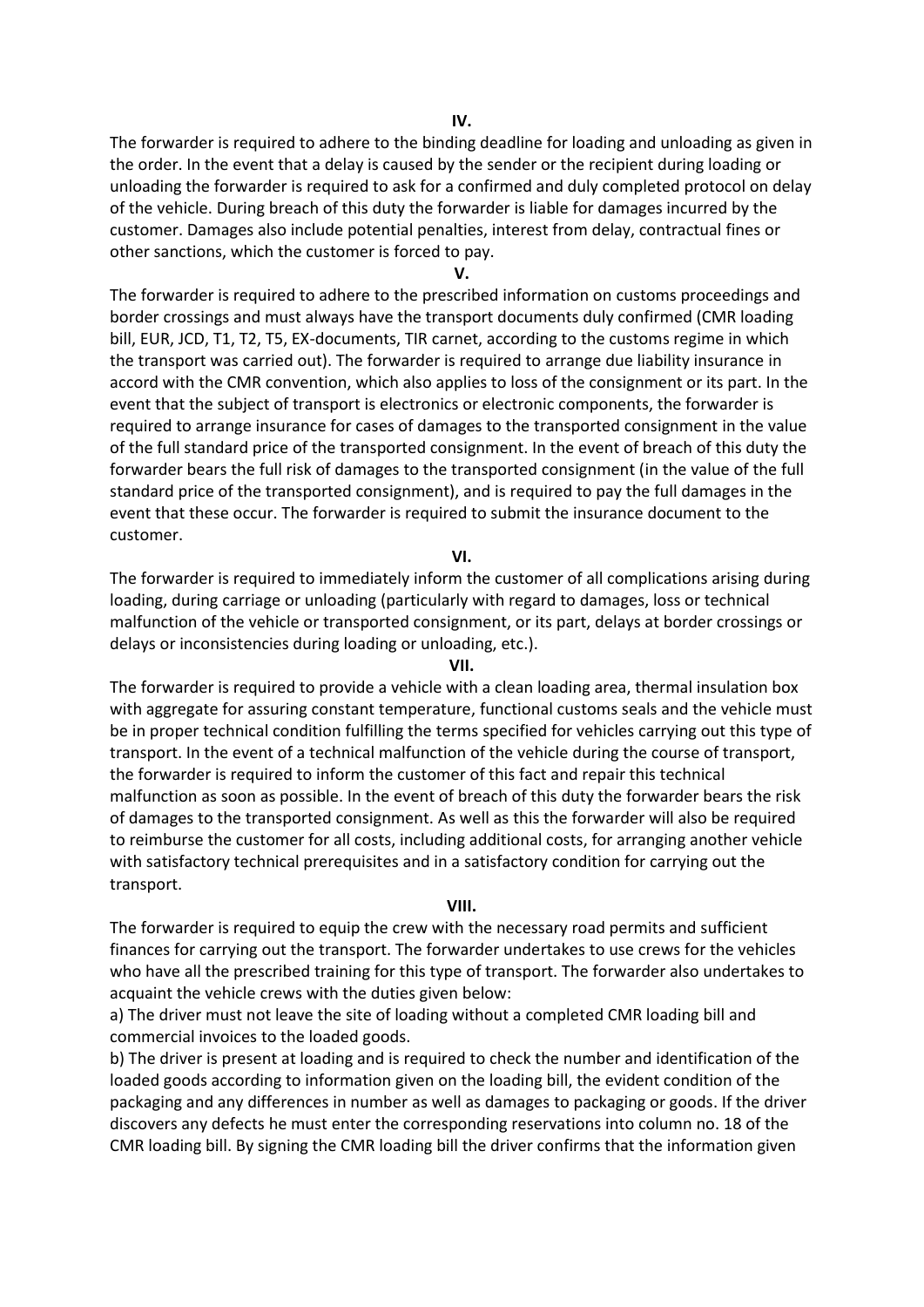**IV.**

The forwarder is required to adhere to the binding deadline for loading and unloading as given in the order. In the event that a delay is caused by the sender or the recipient during loading or unloading the forwarder is required to ask for a confirmed and duly completed protocol on delay of the vehicle. During breach of this duty the forwarder is liable for damages incurred by the customer. Damages also include potential penalties, interest from delay, contractual fines or other sanctions, which the customer is forced to pay.

**V.**

The forwarder is required to adhere to the prescribed information on customs proceedings and border crossings and must always have the transport documents duly confirmed (CMR loading bill, EUR, JCD, T1, T2, T5, EX-documents, TIR carnet, according to the customs regime in which the transport was carried out). The forwarder is required to arrange due liability insurance in accord with the CMR convention, which also applies to loss of the consignment or its part. In the event that the subject of transport is electronics or electronic components, the forwarder is required to arrange insurance for cases of damages to the transported consignment in the value of the full standard price of the transported consignment. In the event of breach of this duty the forwarder bears the full risk of damages to the transported consignment (in the value of the full standard price of the transported consignment), and is required to pay the full damages in the event that these occur. The forwarder is required to submit the insurance document to the customer.

**VI.**

The forwarder is required to immediately inform the customer of all complications arising during loading, during carriage or unloading (particularly with regard to damages, loss or technical malfunction of the vehicle or transported consignment, or its part, delays at border crossings or delays or inconsistencies during loading or unloading, etc.).

**VII.**

The forwarder is required to provide a vehicle with a clean loading area, thermal insulation box with aggregate for assuring constant temperature, functional customs seals and the vehicle must be in proper technical condition fulfilling the terms specified for vehicles carrying out this type of transport. In the event of a technical malfunction of the vehicle during the course of transport, the forwarder is required to inform the customer of this fact and repair this technical malfunction as soon as possible. In the event of breach of this duty the forwarder bears the risk of damages to the transported consignment. As well as this the forwarder will also be required to reimburse the customer for all costs, including additional costs, for arranging another vehicle with satisfactory technical prerequisites and in a satisfactory condition for carrying out the transport.

**VIII.**

The forwarder is required to equip the crew with the necessary road permits and sufficient finances for carrying out the transport. The forwarder undertakes to use crews for the vehicles who have all the prescribed training for this type of transport. The forwarder also undertakes to acquaint the vehicle crews with the duties given below:

a) The driver must not leave the site of loading without a completed CMR loading bill and commercial invoices to the loaded goods.

b) The driver is present at loading and is required to check the number and identification of the loaded goods according to information given on the loading bill, the evident condition of the packaging and any differences in number as well as damages to packaging or goods. If the driver discovers any defects he must enter the corresponding reservations into column no. 18 of the CMR loading bill. By signing the CMR loading bill the driver confirms that the information given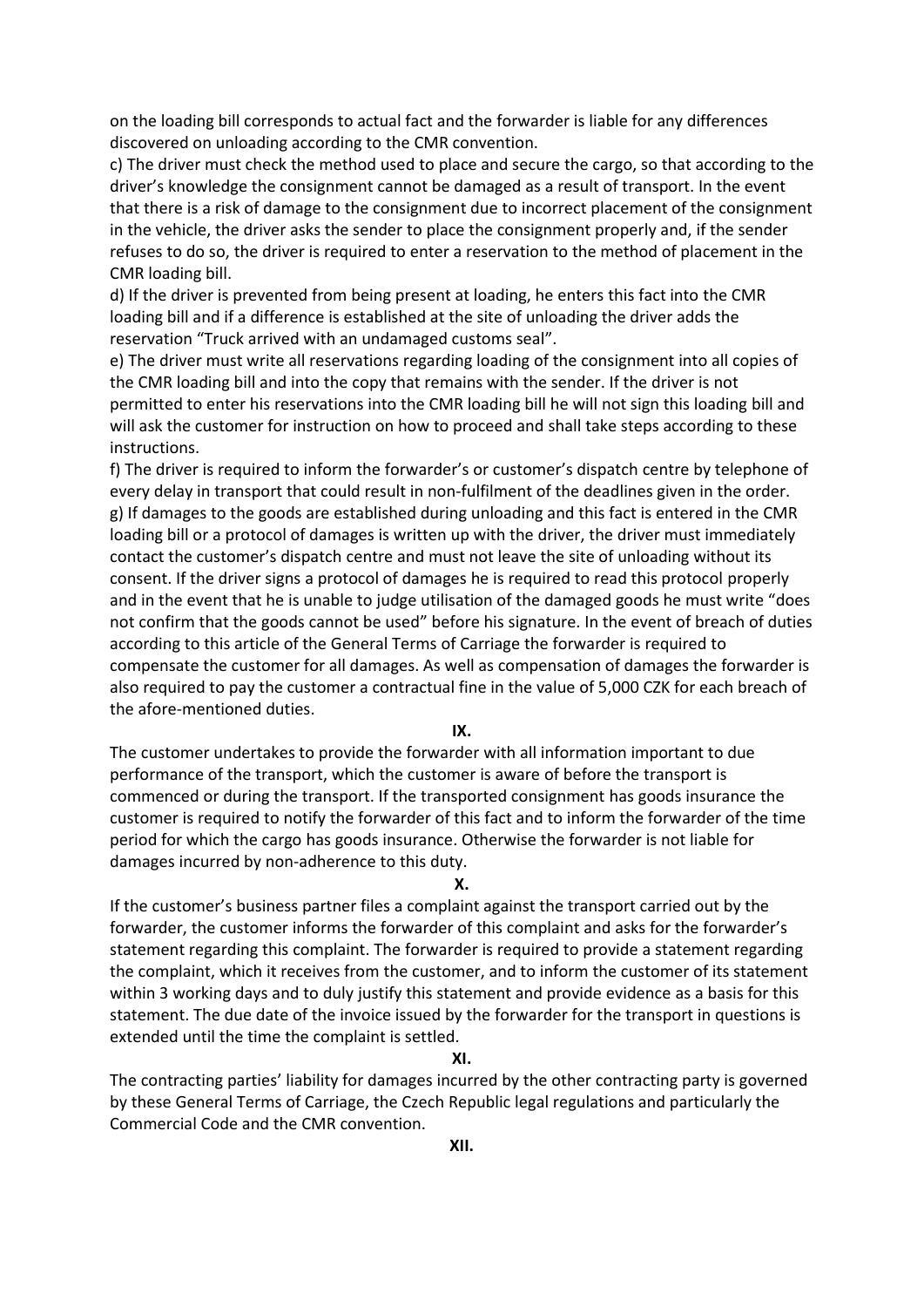on the loading bill corresponds to actual fact and the forwarder is liable for any differences discovered on unloading according to the CMR convention.

c) The driver must check the method used to place and secure the cargo, so that according to the driver's knowledge the consignment cannot be damaged as a result of transport. In the event that there is a risk of damage to the consignment due to incorrect placement of the consignment in the vehicle, the driver asks the sender to place the consignment properly and, if the sender refuses to do so, the driver is required to enter a reservation to the method of placement in the CMR loading bill.

d) If the driver is prevented from being present at loading, he enters this fact into the CMR loading bill and if a difference is established at the site of unloading the driver adds the reservation "Truck arrived with an undamaged customs seal".

e) The driver must write all reservations regarding loading of the consignment into all copies of the CMR loading bill and into the copy that remains with the sender. If the driver is not permitted to enter his reservations into the CMR loading bill he will not sign this loading bill and will ask the customer for instruction on how to proceed and shall take steps according to these instructions.

f) The driver is required to inform the forwarder's or customer's dispatch centre by telephone of every delay in transport that could result in non-fulfilment of the deadlines given in the order.

g) If damages to the goods are established during unloading and this fact is entered in the CMR loading bill or a protocol of damages is written up with the driver, the driver must immediately contact the customer's dispatch centre and must not leave the site of unloading without its consent. If the driver signs a protocol of damages he is required to read this protocol properly and in the event that he is unable to judge utilisation of the damaged goods he must write "does not confirm that the goods cannot be used" before his signature. In the event of breach of duties according to this article of the General Terms of Carriage the forwarder is required to compensate the customer for all damages. As well as compensation of damages the forwarder is also required to pay the customer a contractual fine in the value of 5,000 CZK for each breach of the afore-mentioned duties.

**IX.**

The customer undertakes to provide the forwarder with all information important to due performance of the transport, which the customer is aware of before the transport is commenced or during the transport. If the transported consignment has goods insurance the customer is required to notify the forwarder of this fact and to inform the forwarder of the time period for which the cargo has goods insurance. Otherwise the forwarder is not liable for damages incurred by non-adherence to this duty.

**X.**

If the customer's business partner files a complaint against the transport carried out by the forwarder, the customer informs the forwarder of this complaint and asks for the forwarder's statement regarding this complaint. The forwarder is required to provide a statement regarding the complaint, which it receives from the customer, and to inform the customer of its statement within 3 working days and to duly justify this statement and provide evidence as a basis for this statement. The due date of the invoice issued by the forwarder for the transport in questions is extended until the time the complaint is settled.

**XI.**

The contracting parties' liability for damages incurred by the other contracting party is governed by these General Terms of Carriage, the Czech Republic legal regulations and particularly the Commercial Code and the CMR convention.

**XII.**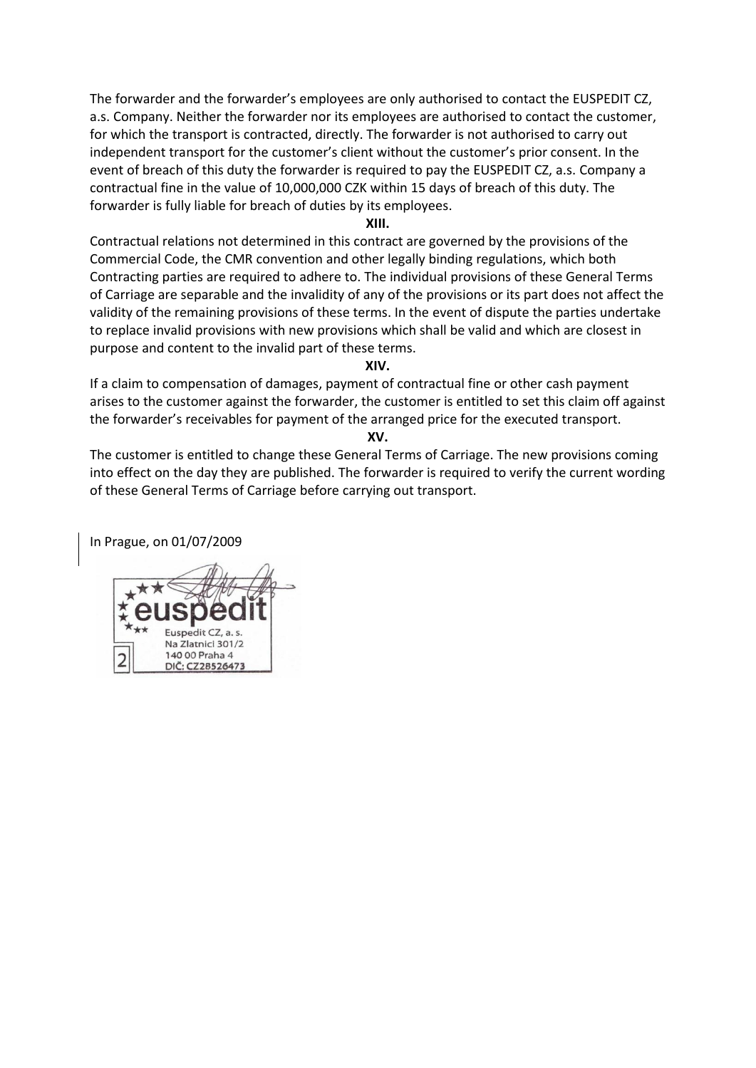The forwarder and the forwarder's employees are only authorised to contact the EUSPEDIT CZ, a.s. Company. Neither the forwarder nor its employees are authorised to contact the customer, for which the transport is contracted, directly. The forwarder is not authorised to carry out independent transport for the customer's client without the customer's prior consent. In the event of breach of this duty the forwarder is required to pay the EUSPEDIT CZ, a.s. Company a contractual fine in the value of 10,000,000 CZK within 15 days of breach of this duty. The forwarder is fully liable for breach of duties by its employees.

**XIII.**

Contractual relations not determined in this contract are governed by the provisions of the Commercial Code, the CMR convention and other legally binding regulations, which both Contracting parties are required to adhere to. The individual provisions of these General Terms of Carriage are separable and the invalidity of any of the provisions or its part does not affect the validity of the remaining provisions of these terms. In the event of dispute the parties undertake to replace invalid provisions with new provisions which shall be valid and which are closest in purpose and content to the invalid part of these terms.

**XIV.**

If a claim to compensation of damages, payment of contractual fine or other cash payment arises to the customer against the forwarder, the customer is entitled to set this claim off against the forwarder's receivables for payment of the arranged price for the executed transport.

**XV.**

The customer is entitled to change these General Terms of Carriage. The new provisions coming into effect on the day they are published. The forwarder is required to verify the current wording of these General Terms of Carriage before carrying out transport.

In Prague, on 01/07/2009

euspedit
Euspedit CZ, a. s.
Na Zlatnici 301/2
140 00 Praha 4
DIČ: CZ28526473
2